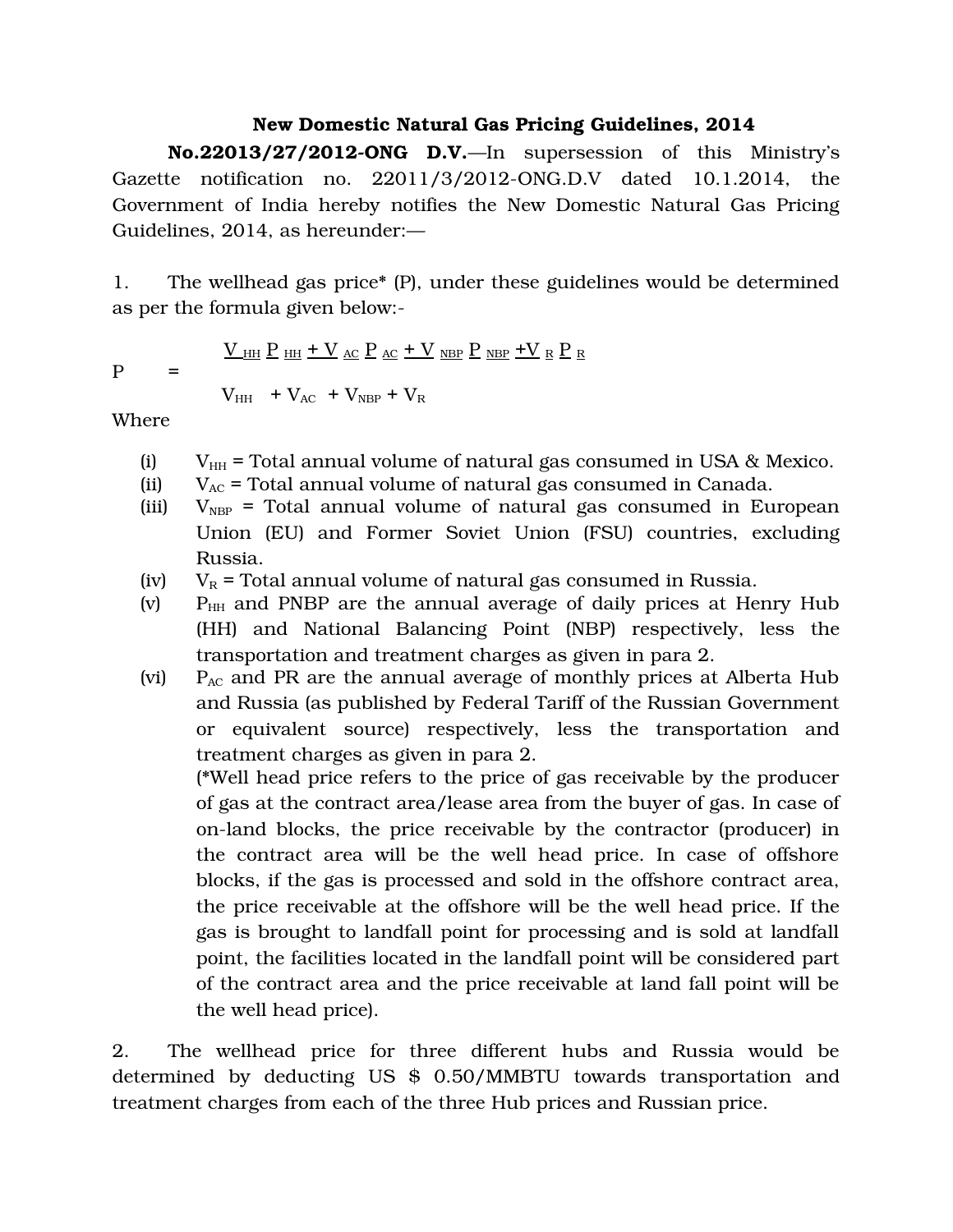# New Domestic Natural Gas Pricing Guidelines, 2014

**No.22013/27/2012-ONG D.V.**—In supersession of this Ministry's Gazette notification no. 22011/3/2012-ONG.D.V dated 10.1.2014, the Government of India hereby notifies the New Domestic Natural Gas Pricing Guidelines, 2014, as hereunder:—

1. The wellhead gas price* (P), under these guidelines would be determined as per the formula given below:-

$$P = \frac{V_{HH} P_{HH} + V_{AC} P_{AC} + V_{NBP} P_{NBP} + V_{R} P_{R}}{V_{HH} + V_{AC} + V_{NBP} + V_{R}}$$

Where

- (i) $V_{HH}$ = Total annual volume of natural gas consumed in USA & Mexico.
- (ii) $V_{AC}$ = Total annual volume of natural gas consumed in Canada.
- (iii) $V_{NBP}$ = Total annual volume of natural gas consumed in European Union (EU) and Former Soviet Union (FSU) countries, excluding Russia.
- (iv) $V_{R}$ = Total annual volume of natural gas consumed in Russia.
- (v) $P_{HH}$ and PNBP are the annual average of daily prices at Henry Hub (HH) and National Balancing Point (NBP) respectively, less the transportation and treatment charges as given in para 2.
- (vi) $P_{AC}$ and PR are the annual average of monthly prices at Alberta Hub and Russia (as published by Federal Tariff of the Russian Government or equivalent source) respectively, less the transportation and treatment charges as given in para 2.

  (*Well head price refers to the price of gas receivable by the producer of gas at the contract area/lease area from the buyer of gas. In case of on-land blocks, the price receivable by the contractor (producer) in the contract area will be the well head price. In case of offshore blocks, if the gas is processed and sold in the offshore contract area, the price receivable at the offshore will be the well head price. If the gas is brought to landfall point for processing and is sold at landfall point, the facilities located in the landfall point will be considered part of the contract area and the price receivable at land fall point will be the well head price).

2. The wellhead price for three different hubs and Russia would be determined by deducting US $ 0.50/MMBTU towards transportation and treatment charges from each of the three Hub prices and Russian price.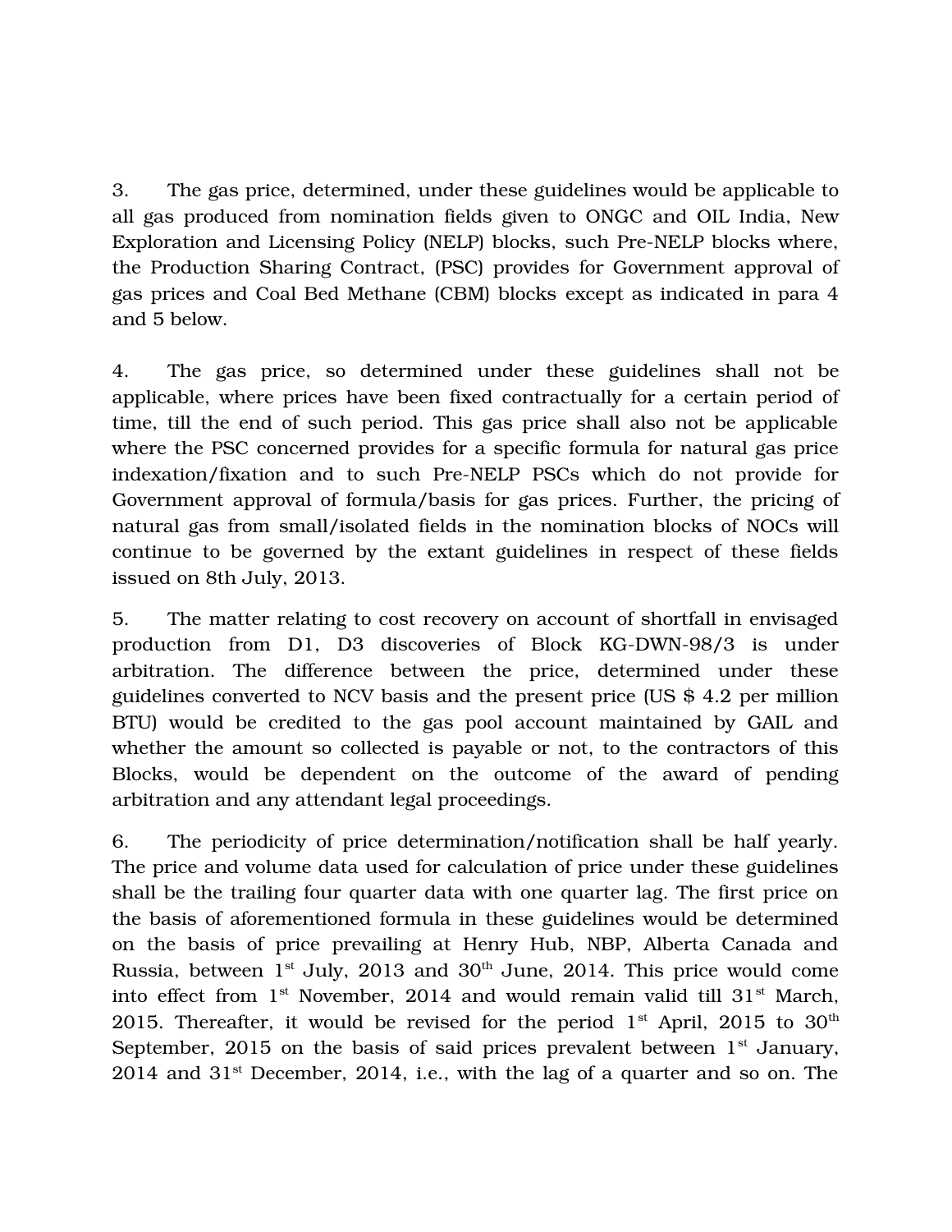3. The gas price, determined, under these guidelines would be applicable to all gas produced from nomination fields given to ONGC and OIL India, New Exploration and Licensing Policy (NELP) blocks, such Pre-NELP blocks where, the Production Sharing Contract, (PSC) provides for Government approval of gas prices and Coal Bed Methane (CBM) blocks except as indicated in para 4 and 5 below.

4. The gas price, so determined under these guidelines shall not be applicable, where prices have been fixed contractually for a certain period of time, till the end of such period. This gas price shall also not be applicable where the PSC concerned provides for a specific formula for natural gas price indexation/fixation and to such Pre-NELP PSCs which do not provide for Government approval of formula/basis for gas prices. Further, the pricing of natural gas from small/isolated fields in the nomination blocks of NOCs will continue to be governed by the extant guidelines in respect of these fields issued on 8th July, 2013.

5. The matter relating to cost recovery on account of shortfall in envisaged production from D1, D3 discoveries of Block KG-DWN-98/3 is under arbitration. The difference between the price, determined under these guidelines converted to NCV basis and the present price (US $ 4.2 per million BTU) would be credited to the gas pool account maintained by GAIL and whether the amount so collected is payable or not, to the contractors of this Blocks, would be dependent on the outcome of the award of pending arbitration and any attendant legal proceedings.

6. The periodicity of price determination/notification shall be half yearly. The price and volume data used for calculation of price under these guidelines shall be the trailing four quarter data with one quarter lag. The first price on the basis of aforementioned formula in these guidelines would be determined on the basis of price prevailing at Henry Hub, NBP, Alberta Canada and Russia, between 1st July, 2013 and 30th June, 2014. This price would come into effect from 1st November, 2014 and would remain valid till 31st March, 2015. Thereafter, it would be revised for the period 1st April, 2015 to 30th September, 2015 on the basis of said prices prevalent between 1st January, 2014 and 31st December, 2014, i.e., with the lag of a quarter and so on. The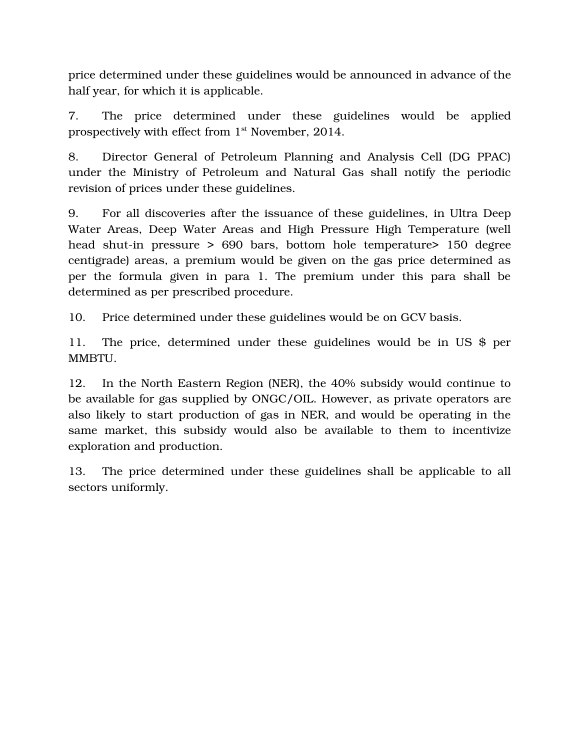price determined under these guidelines would be announced in advance of the half year, for which it is applicable.

7. The price determined under these guidelines would be applied prospectively with effect from 1st November, 2014.

8. Director General of Petroleum Planning and Analysis Cell (DG PPAC) under the Ministry of Petroleum and Natural Gas shall notify the periodic revision of prices under these guidelines.

9. For all discoveries after the issuance of these guidelines, in Ultra Deep Water Areas, Deep Water Areas and High Pressure High Temperature (well head shut-in pressure > 690 bars, bottom hole temperature> 150 degree centigrade) areas, a premium would be given on the gas price determined as per the formula given in para 1. The premium under this para shall be determined as per prescribed procedure.

10. Price determined under these guidelines would be on GCV basis.

11. The price, determined under these guidelines would be in US $ per MMBTU.

12. In the North Eastern Region (NER), the 40% subsidy would continue to be available for gas supplied by ONGC/OIL. However, as private operators are also likely to start production of gas in NER, and would be operating in the same market, this subsidy would also be available to them to incentivize exploration and production.

13. The price determined under these guidelines shall be applicable to all sectors uniformly.